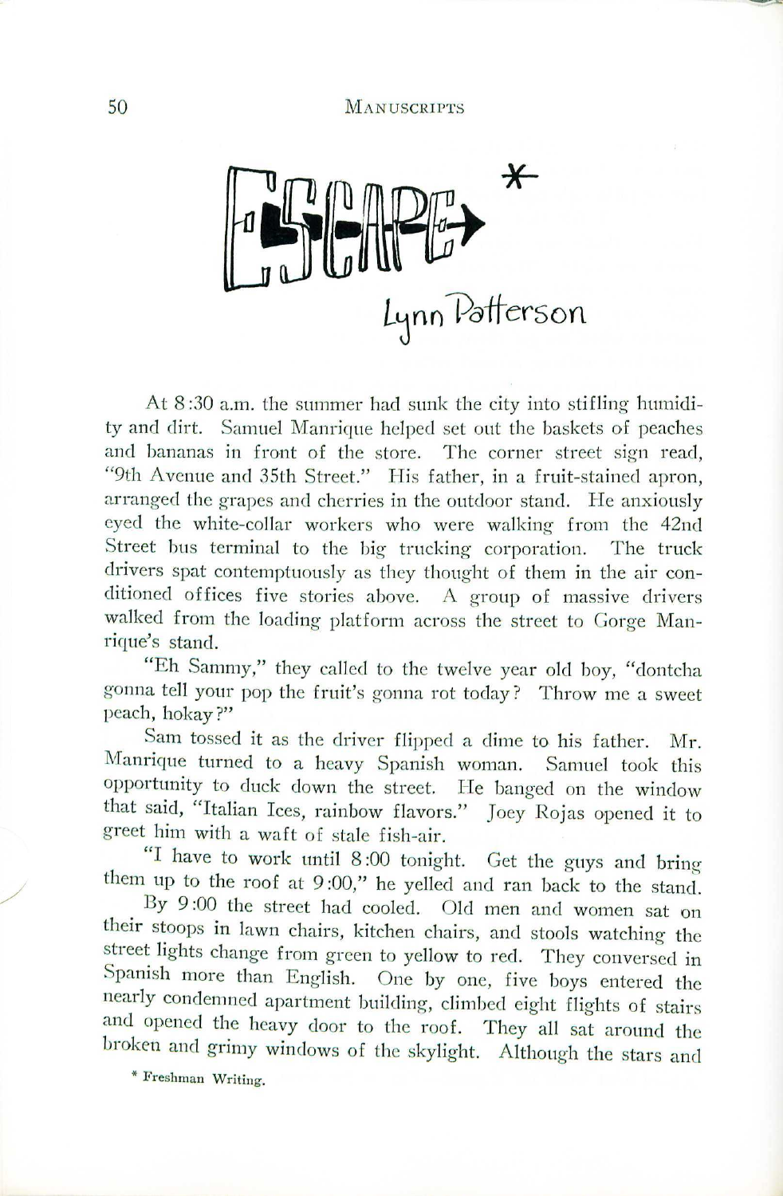# ESCAPE*

Lynn Patterson

At 8:30 a.m. the summer had sunk the city into stifling humidity and dirt. Samuel Manrique helped set out the baskets of peaches and bananas in front of the store. The corner street sign read, "9th Avenue and 35th Street." His father, in a fruit-stained apron, arranged the grapes and cherries in the outdoor stand. He anxiously eyed the white-collar workers who were walking from the 42nd Street bus terminal to the big trucking corporation. The truck drivers spat contemptuously as they thought of them in the air conditioned offices five stories above. A group of massive drivers walked from the loading platform across the street to Gorge Manrique's stand.

"Eh Sammy," they called to the twelve year old boy, "dontcha gonna tell your pop the fruit's gonna rot today? Throw me a sweet peach, hokay?"

Sam tossed it as the driver flipped a dime to his father. Mr. Manrique turned to a heavy Spanish woman. Samuel took this opportunity to duck down the street. He banged on the window that said, "Italian Ices, rainbow flavors." Joey Rojas opened it to greet him with a waft of stale fish-air.

"I have to work until 8:00 tonight. Get the guys and bring them up to the roof at 9:00," he yelled and ran back to the stand.

By 9:00 the street had cooled. Old men and women sat on their stoops in lawn chairs, kitchen chairs, and stools watching the street lights change from green to yellow to red. They conversed in Spanish more than English. One by one, five boys entered the nearly condemned apartment building, climbed eight flights of stairs and opened the heavy door to the roof. They all sat around the broken and grimy windows of the skylight. Although the stars and

\* Freshman Writing.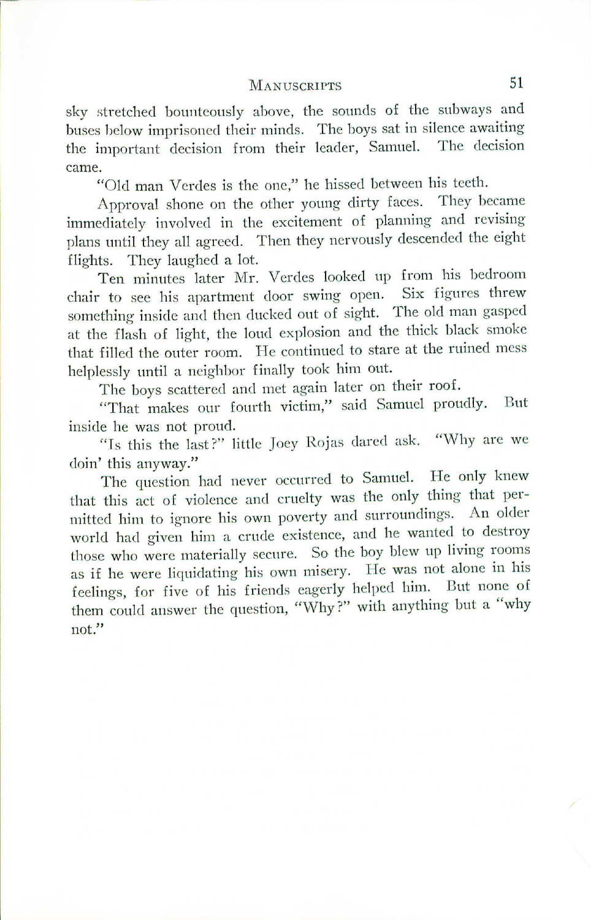sky stretched bounteously above, the sounds of the subways and buses below imprisoned their minds. The boys sat in silence awaiting the important decision from their leader, Samuel. The decision came.

"Old man Verdes is the one," he hissed between his teeth.

Approval shone on the other young dirty faces. They became immediately involved in the excitement of planning and revising plans until they all agreed. Then they nervously descended the eight flights. They laughed a lot.

Ten minutes later Mr. Verdes looked up from his bedroom chair to see his apartment door swing open. Six figures threw something inside and then ducked out of sight. The old man gasped at the flash of light, the loud explosion and the thick black smoke that filled the outer room. He continued to stare at the ruined mess helplessly until a neighbor finally took him out.

The boys scattered and met again later on their roof.

"That makes our fourth victim," said Samuel proudly. But inside he was not proud.

"Is this the last?" little Joey Rojas dared ask. "Why are we doin' this anyway."

The question had never occurred to Samuel. He only knew that this act of violence and cruelty was the only thing that permitted him to ignore his own poverty and surroundings. An older world had given him a crude existence, and he wanted to destroy those who were materially secure. So the boy blew up living rooms as if he were liquidating his own misery. He was not alone in his feelings, for five of his friends eagerly helped him. But none of them could answer the question, "Why?" with anything but a "why not."